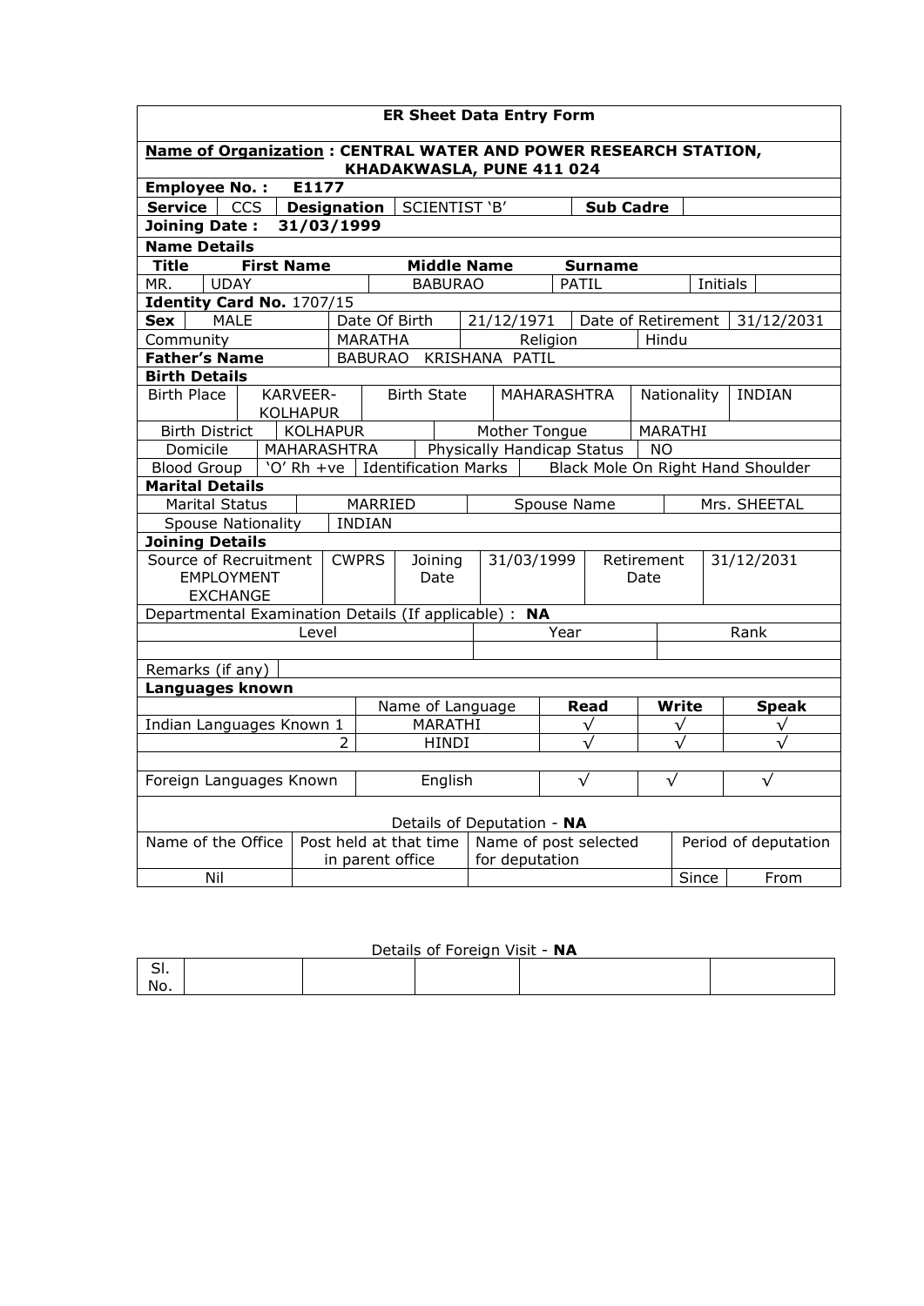## ER Sheet Data Entry Form

**Name of Organization : CENTRAL WATER AND POWER RESEARCH STATION, KHADAKWASLA, PUNE 411 024**

**Employee No. :** E1177

| **Service** | CCS | **Designation** | SCIENTIST 'B' | **Sub Cadre** | |
|---|---|---|---|---|---|

**Joining Date :** 31/03/1999

**Name Details**

| **Title** | **First Name** | **Middle Name** | **Surname** | | |
|---|---|---|---|---|---|
| MR. | UDAY | BABURAO | PATIL | Initials | |

**Identity Card No.** 1707/15

| **Sex** | MALE | Date Of Birth | 21/12/1971 | Date of Retirement | 31/12/2031 |
|---|---|---|---|---|---|
| Community | | MARATHA | Religion | Hindu | |
| **Father's Name** | | BABURAO KRISHANA PATIL | | | |

**Birth Details**

| Birth Place | KARVEER-KOLHAPUR | Birth State | MAHARASHTRA | Nationality | INDIAN |
|---|---|---|---|---|---|
| Birth District | KOLHAPUR | Mother Tongue | MARATHI | | |
| Domicile | MAHARASHTRA | Physically Handicap Status | NO | | |
| Blood Group | 'O' Rh +ve | Identification Marks | Black Mole On Right Hand Shoulder | | |

**Marital Details**

| Marital Status | MARRIED | Spouse Name | Mrs. SHEETAL |
|---|---|---|---|
| Spouse Nationality | INDIAN | | |

**Joining Details**

| Source of Recruitment EMPLOYMENT EXCHANGE | CWPRS | Joining Date | 31/03/1999 | Retirement Date | 31/12/2031 |
|---|---|---|---|---|---|

Departmental Examination Details (If applicable) : **NA**

| Level | Year | Rank |
|---|---|---|
| | | |

Remarks (if any)

**Languages known**

| | | Name of Language | **Read** | **Write** | **Speak** |
|---|---|---|---|---|---|
| Indian Languages Known | 1 | MARATHI | √ | √ | √ |
| | 2 | HINDI | √ | √ | √ |
| | | | | | |
| Foreign Languages Known | | English | √ | √ | √ |

Details of Deputation - **NA**

| Name of the Office | Post held at that time in parent office | Name of post selected for deputation | Period of deputation | |
|---|---|---|---|---|
| Nil | | | Since | From |

Details of Foreign Visit - **NA**

| Sl. No. | | | | | |
|---|---|---|---|---|---|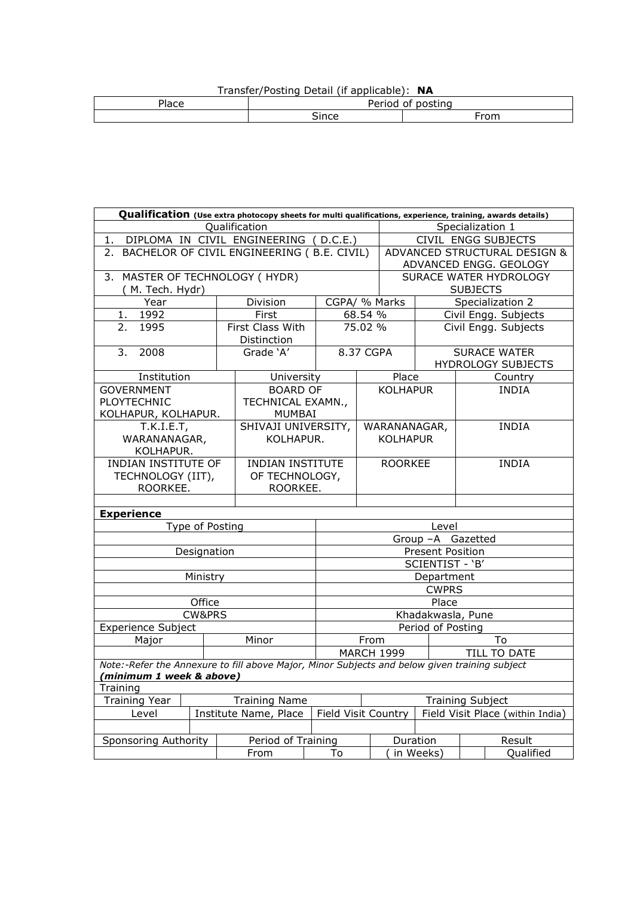Transfer/Posting Detail (if applicable): **NA**

| Place | Period of posting | |
|---|---|---|
| | Since | From |
| | | |

| **Qualification** (Use extra photocopy sheets for multi qualifications, experience, training, awards details) | | | |
|---|---|---|---|
| Qualification | | | Specialization 1 |
| 1. DIPLOMA IN CIVIL ENGINEERING ( D.C.E.) | | | CIVIL ENGG SUBJECTS |
| 2. BACHELOR OF CIVIL ENGINEERING ( B.E. CIVIL) | | | ADVANCED STRUCTURAL DESIGN & ADVANCED ENGG. GEOLOGY |
| 3. MASTER OF TECHNOLOGY ( HYDR) ( M. Tech. Hydr) | | | SURACE WATER HYDROLOGY SUBJECTS |
| Year | Division | CGPA/ % Marks | Specialization 2 |
| 1. 1992 | First | 68.54 % | Civil Engg. Subjects |
| 2. 1995 | First Class With Distinction | 75.02 % | Civil Engg. Subjects |
| 3. 2008 | Grade 'A' | 8.37 CGPA | SURACE WATER HYDROLOGY SUBJECTS |
| Institution | University | Place | Country |
| GOVERNMENT PLOYTECHNIC KOLHAPUR, KOLHAPUR. | BOARD OF TECHNICAL EXAMN., MUMBAI | KOLHAPUR | INDIA |
| T.K.I.E.T, WARANANAGAR, KOLHAPUR. | SHIVAJI UNIVERSITY, KOLHAPUR. | WARANANAGAR, KOLHAPUR | INDIA |
| INDIAN INSTITUTE OF TECHNOLOGY (IIT), ROORKEE. | INDIAN INSTITUTE OF TECHNOLOGY, ROORKEE. | ROORKEE | INDIA |
| | | | |

| **Experience** | | | |
|---|---|---|---|
| Type of Posting | | Level | |
| | | Group –A Gazetted | |
| Designation | | Present Position | |
| | | SCIENTIST - 'B' | |
| Ministry | | Department | |
| | | CWPRS | |
| Office | | Place | |
| CW&PRS | | Khadakwasla, Pune | |
| Experience Subject | | Period of Posting | |
| Major | Minor | From | To |
| | | MARCH 1999 | TILL TO DATE |

*Note:-Refer the Annexure to fill above Major, Minor Subjects and below given training subject* ***(minimum 1 week & above)***

| Training | | | | |
|---|---|---|---|---|
| Training Year | Training Name | | Training Subject | |
| Level | Institute Name, Place | Field Visit Country | Field Visit Place (within India) | |
| | | | | |
| Sponsoring Authority | Period of Training | | Duration | Result |
| | From | To | ( in Weeks) | Qualified |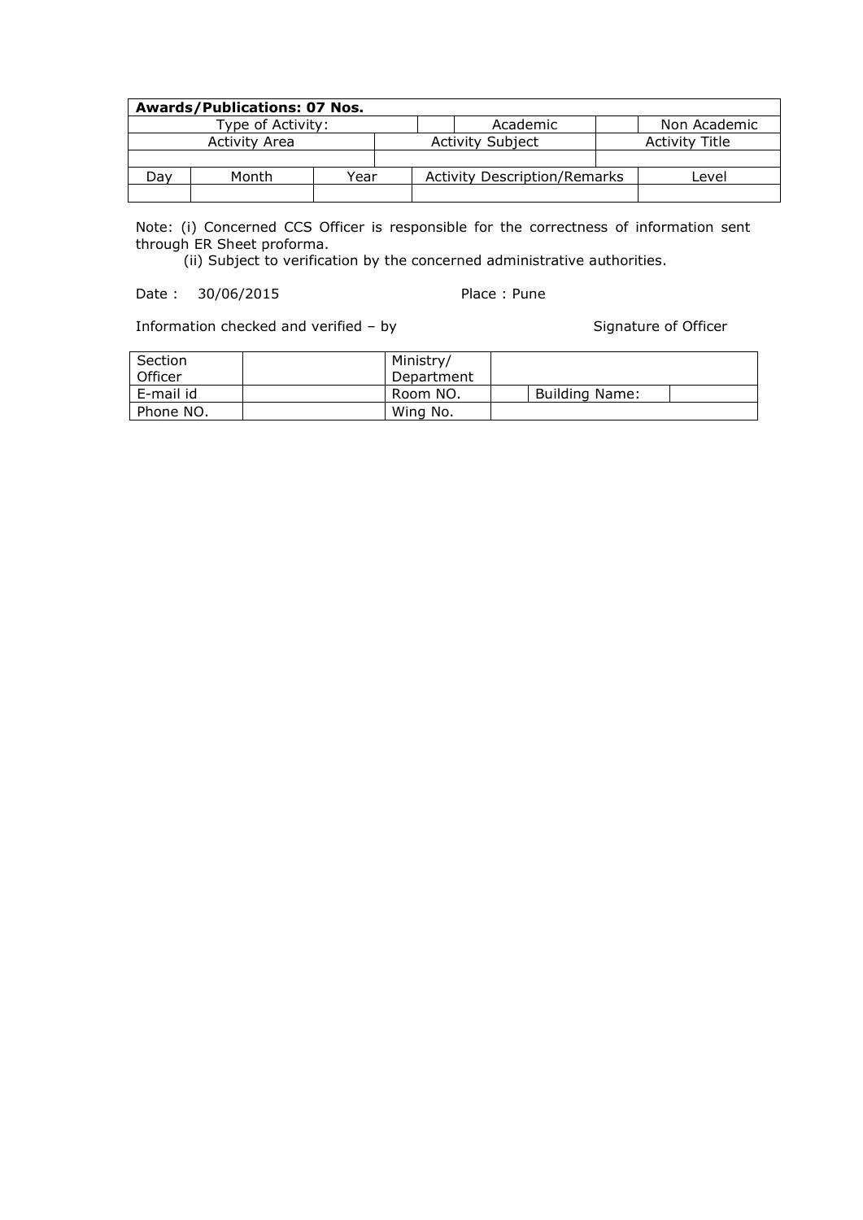| **Awards/Publications: 07 Nos.** | | | | | |
|---|---|---|---|---|---|
| Type of Activity: | | | Academic | | Non Academic |
| Activity Area | | Activity Subject | | Activity Title | |
| | | | | | |
| Day | Month | Year | Activity Description/Remarks | | Level |
| | | | | | |

Note: (i) Concerned CCS Officer is responsible for the correctness of information sent through ER Sheet proforma.

(ii) Subject to verification by the concerned administrative authorities.

Date : 30/06/2015 Place : Pune

Information checked and verified – by Signature of Officer

| | | | | | |
|---|---|---|---|---|---|
| Section Officer | | Ministry/ Department | | | |
| E-mail id | | Room NO. | | Building Name: | |
| Phone NO. | | Wing No. | | | |